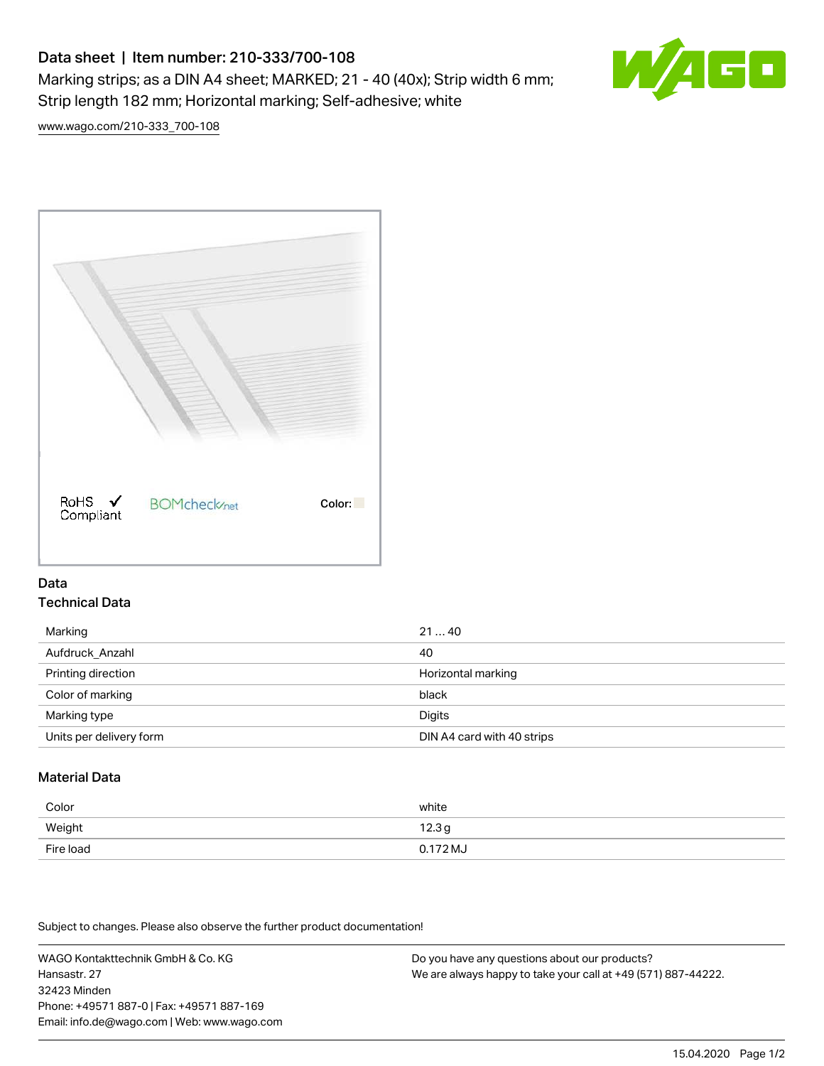# Data sheet | Item number: 210-333/700-108

Marking strips; as a DIN A4 sheet; MARKED; 21 - 40 (40x); Strip width 6 mm; Strip length 182 mm; Horizontal marking; Self-adhesive; white

www.wago.com/210-333_700-108

RoHS Compliant ✓ BOMcheck.net Color:

## Data

### Technical Data

| | |
|---|---|
| Marking | 21 ... 40 |
| Aufdruck_Anzahl | 40 |
| Printing direction | Horizontal marking |
| Color of marking | black |
| Marking type | Digits |
| Units per delivery form | DIN A4 card with 40 strips |

### Material Data

| | |
|---|---|
| Color | white |
| Weight | 12.3 g |
| Fire load | 0.172 MJ |

Subject to changes. Please also observe the further product documentation!

WAGO Kontakttechnik GmbH & Co. KG
Hansastr. 27
32423 Minden
Phone: +49571 887-0 | Fax: +49571 887-169
Email: info.de@wago.com | Web: www.wago.com

Do you have any questions about our products?
We are always happy to take your call at +49 (571) 887-44222.

15.04.2020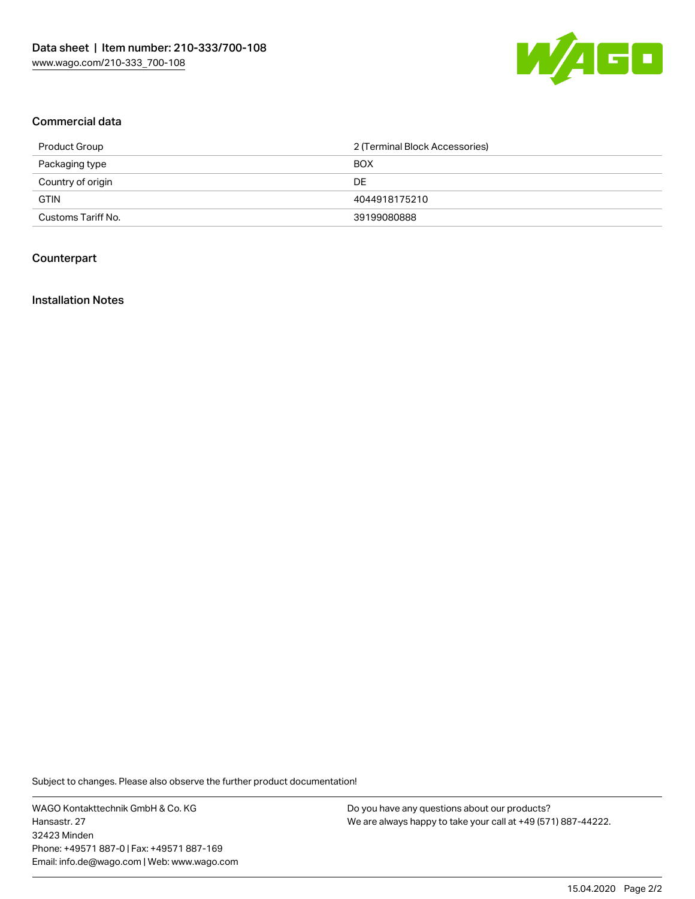## Commercial data

| | |
|---|---|
| Product Group | 2 (Terminal Block Accessories) |
| Packaging type | BOX |
| Country of origin | DE |
| GTIN | 4044918175210 |
| Customs Tariff No. | 39199080888 |

## Counterpart

## Installation Notes

Subject to changes. Please also observe the further product documentation!

WAGO Kontakttechnik GmbH & Co. KG
Hansastr. 27
32423 Minden
Phone: +49571 887-0 | Fax: +49571 887-169
Email: info.de@wago.com | Web: www.wago.com

Do you have any questions about our products?
We are always happy to take your call at +49 (571) 887-44222.